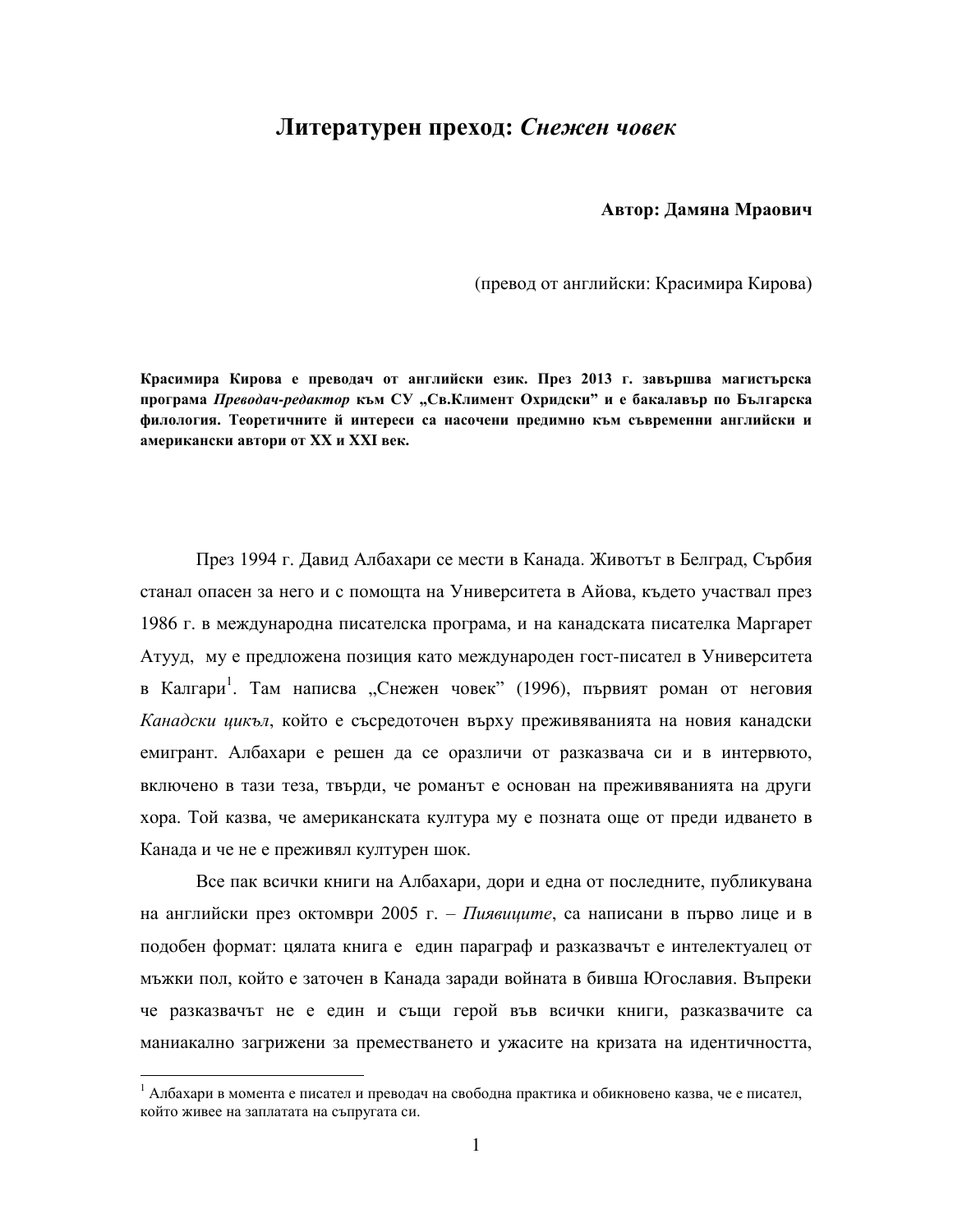# Литературен преход: *Снежен човек*

**Автор: Дамяна Мраович**

(превод от английски: Красимира Кирова)

**Красимира Кирова е преводач от английски език. През 2013 г. завършва магистърска програма *Преводач-редактор* към СУ „Св.Климент Охридски" и е бакалавър по Българска филология. Теоретичните й интереси са насочени предимно към съвременни английски и американски автори от XX и XXI век.**

През 1994 г. Давид Албахари се мести в Канада. Животът в Белград, Сърбия станал опасен за него и с помощта на Университета в Айова, където участвал през 1986 г. в международна писателска програма, и на канадската писателка Маргарет Атууд, му е предложена позиция като международен гост-писател в Университета в Калгари[1]. Там написва „Снежен човек" (1996), първият роман от неговия *Канадски цикъл*, който е съсредоточен върху преживяванията на новия канадски емигрант. Албахари е решен да се оразличи от разказвача си и в интервюто, включено в тази теза, твърди, че романът е основан на преживяванията на други хора. Той казва, че американската култура му е позната още от преди идването в Канада и че не е преживял културен шок.

Все пак всички книги на Албахари, дори и една от последните, публикувана на английски през октомври 2005 г. – *Пиявиците*, са написани в първо лице и в подобен формат: цялата книга е един параграф и разказвачът е интелектуалец от мъжки пол, който е заточен в Канада заради войната в бивша Югославия. Въпреки че разказвачът не е един и същи герой във всички книги, разказвачите са маниакално загрижени за преместването и ужасите на кризата на идентичността,

[1] Албахари в момента е писател и преводач на свободна практика и обикновено казва, че е писател, който живее на заплатата на съпругата си.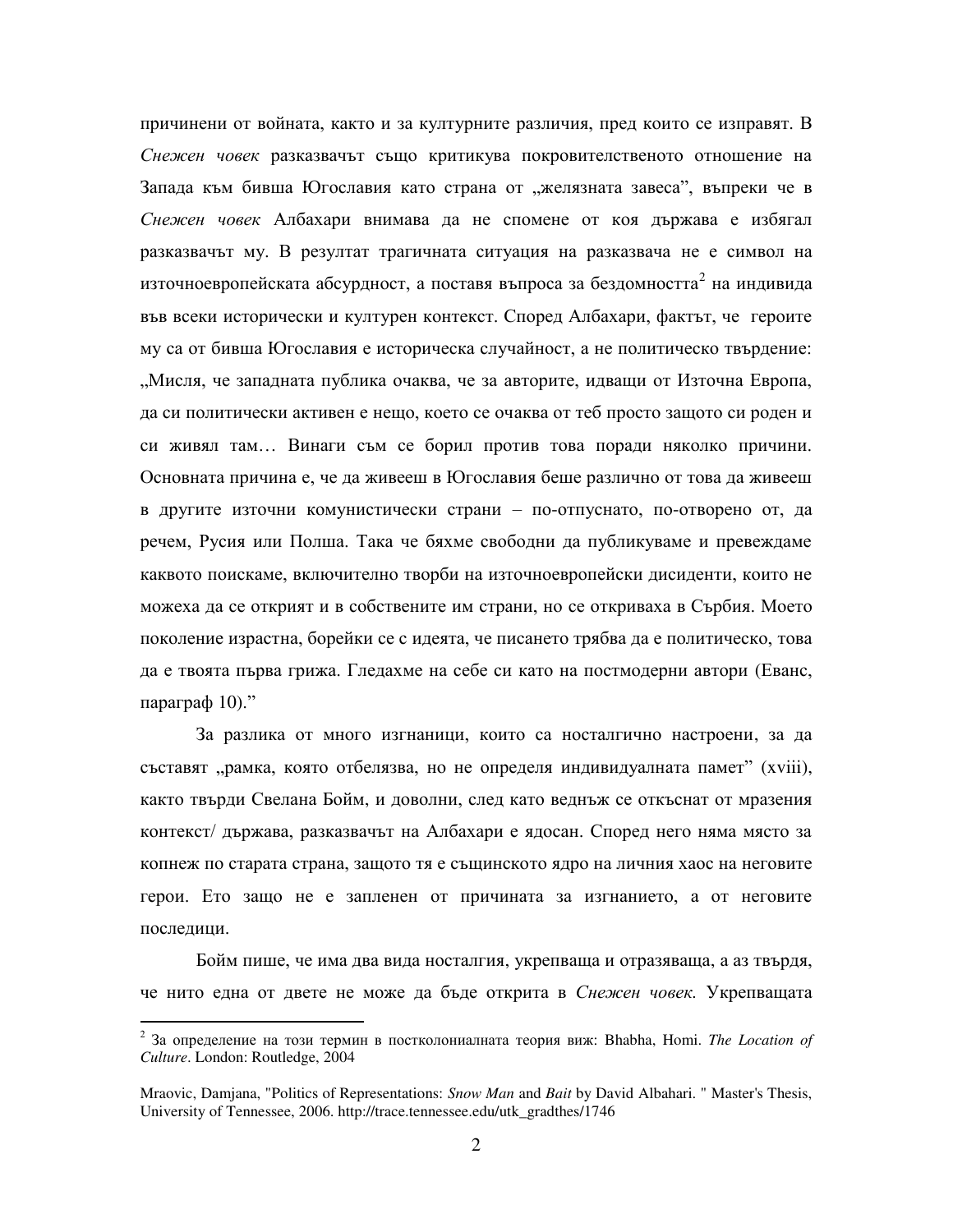причинени от войната, както и за културните различия, пред които се изправят. В *Снежен човек* разказвачът също критикува покровителственото отношение на Запада към бивша Югославия като страна от „желязната завеса", въпреки че в *Снежен човек* Албахари внимава да не спомене от коя държава е избягал разказвачът му. В резултат трагичната ситуация на разказвача не е символ на източноевропейската абсурдност, а поставя въпроса за бездомността[2] на индивида във всеки исторически и културен контекст. Според Албахари, фактът, че героите му са от бивша Югославия е историческа случайност, а не политическо твърдение: „Мисля, че западната публика очаква, че за авторите, идващи от Източна Европа, да си политически активен е нещо, което се очаква от теб просто защото си роден и си живял там… Винаги съм се борил против това поради няколко причини. Основната причина е, че да живееш в Югославия беше различно от това да живееш в другите източни комунистически страни – по-отпуснато, по-отворено от, да речем, Русия или Полша. Така че бяхме свободни да публикуваме и превеждаме каквото поискаме, включително творби на източноевропейски дисиденти, които не можеха да се открият и в собствените им страни, но се откриваха в Сърбия. Моето поколение израстна, борейки се с идеята, че писането трябва да е политическо, това да е твоята първа грижа. Гледахме на себе си като на постмодерни автори (Еванс, параграф 10)."

За разлика от много изгнаници, които са носталгично настроени, за да съставят „рамка, която отбелязва, но не определя индивидуалната памет" (xviii), както твърди Свелана Бойм, и доволни, след като веднъж се откъснат от мразения контекст/ държава, разказвачът на Албахари е ядосан. Според него няма място за копнеж по старата страна, защото тя е същинското ядро на личния хаос на неговите герои. Ето защо не е запленен от причината за изгнанието, а от неговите последици.

Бойм пише, че има два вида носталгия, укрепваща и отразяваща, а аз твърдя, че нито една от двете не може да бъде открита в *Снежен човек.* Укрепващата

---

[2] За определение на този термин в постколониалната теория виж: Bhabha, Homi. *The Location of Culture*. London: Routledge, 2004

Mraovic, Damjana, "Politics of Representations: *Snow Man* and *Bait* by David Albahari. " Master's Thesis, University of Tennessee, 2006. http://trace.tennessee.edu/utk_gradthes/1746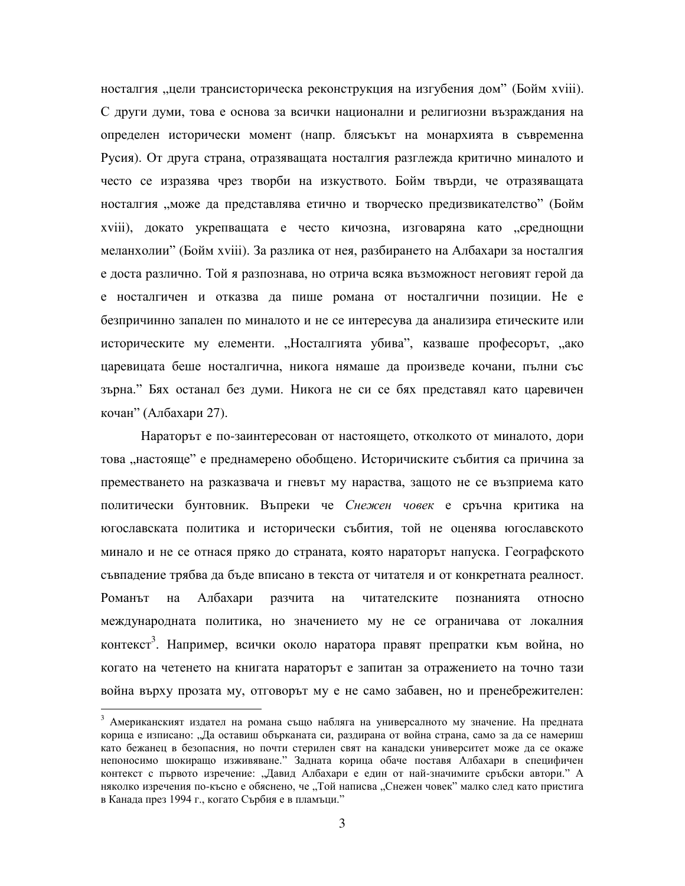носталгия „цели трансисторическа реконструкция на изгубения дом” (Бойм xviii). С други думи, това е основа за всички национални и религиозни възраждания на определен исторически момент (напр. блясъкът на монархията в съвременна Русия). От друга страна, отразяващата носталгия разглежда критично миналото и често се изразява чрез творби на изкуството. Бойм твърди, че отразяващата носталгия „може да представлява етично и творческо предизвикателство” (Бойм xviii), докато укрепващата е често кичозна, изговаряна като „среднощни меланхолии” (Бойм xviii). За разлика от нея, разбирането на Албахари за носталгия е доста различно. Той я разпознава, но отрича всяка възможност неговият герой да е носталгичен и отказва да пише романа от носталгични позиции. Не е безпричинно запален по миналото и не се интересува да анализира етическите или историческите му елементи. „Носталгията убива”, казваше професорът, „ако царевицата беше носталгична, никога нямаше да произведе кочани, пълни със зърна.” Бях останал без думи. Никога не си се бях представял като царевичен кочан” (Албахари 27).

Нараторът е по-заинтересован от настоящето, отколкото от миналото, дори това „настояще” е преднамерено обобщено. Историчиските събития са причина за преместването на разказвача и гневът му нараства, защото не се възприема като политически бунтовник. Въпреки че *Снежен човек* е сръчна критика на югославската политика и исторически събития, той не оценява югославското минало и не се отнася пряко до страната, която нараторът напуска. Географското съвпадение трябва да бъде вписано в текста от читателя и от конкретната реалност. Романът на Албахари разчита на читателските познанията относно международната политика, но значението му не се ограничава от локалния контекст[3]. Например, всички около наратора правят препратки към война, но когато на четенето на книгата нараторът е запитан за отражението на точно тази война върху прозата му, отговорът му е не само забавен, но и пренебрежителен:

---

[3] Американският издател на романа също набляга на универсалното му значение. На предната корица е изписано: „Да оставиш обърканата си, раздирана от война страна, само за да се намериш като бежанец в безопасния, но почти стерилен свят на канадски университет може да се окаже непоносимо шокиращо изживяване.” Задната корица обаче поставя Албахари в специфичен контекст с първото изречение: „Давид Албахари е един от най-значимите сръбски автори.” А няколко изречения по-късно е обяснено, че „Той написва „Снежен човек” малко след като пристига в Канада през 1994 г., когато Сърбия е в пламъци.”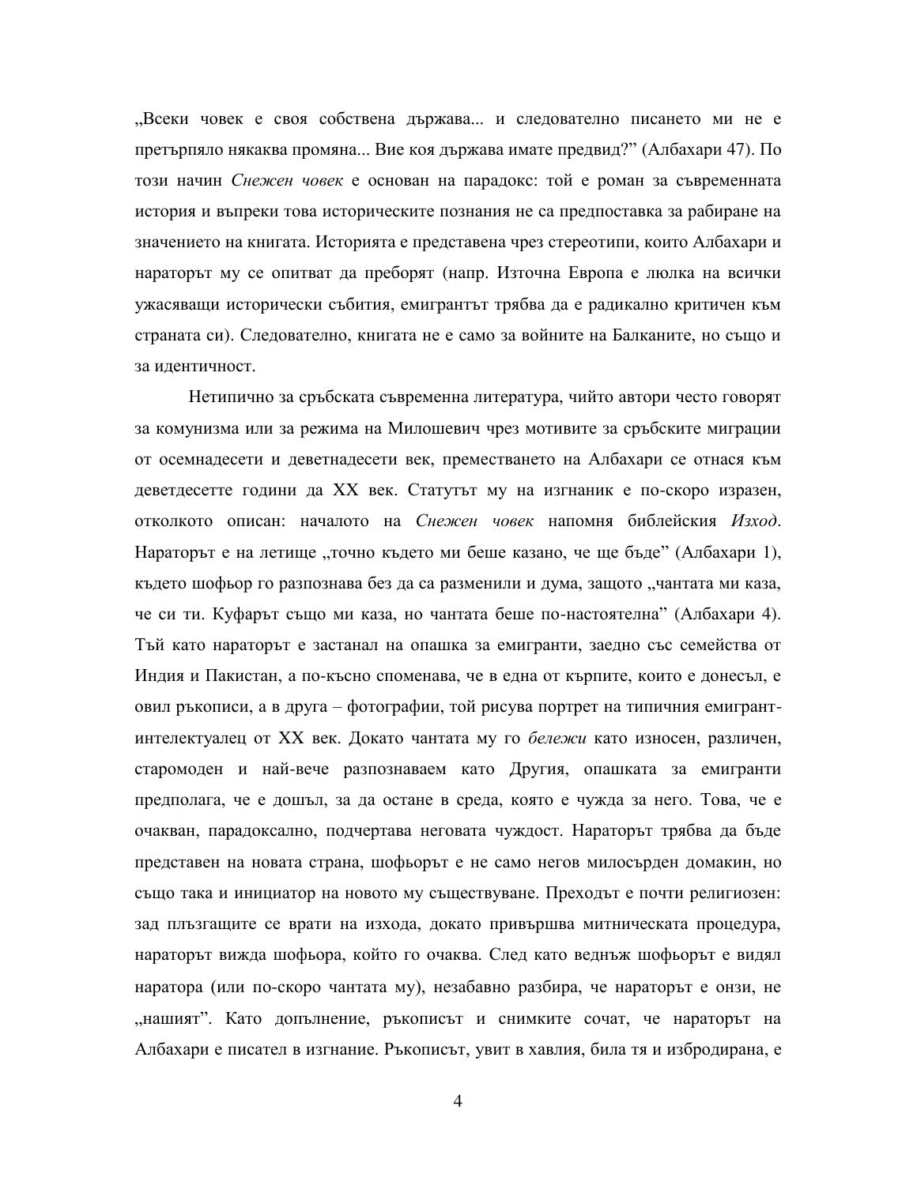„Всеки човек е своя собствена държава... и следователно писането ми не е претърпяло някаква промяна... Вие коя държава имате предвид?" (Албахари 47). По този начин *Снежен човек* е основан на парадокс: той е роман за съвременната история и въпреки това историческите познания не са предпоставка за рабиране на значението на книгата. Историята е представена чрез стереотипи, които Албахари и нараторът му се опитват да преборят (напр. Източна Европа е люлка на всички ужасяващи исторически събития, емигрантът трябва да е радикално критичен към страната си). Следователно, книгата не е само за войните на Балканите, но също и за идентичност.

Нетипично за сръбската съвременна литература, чийто автори често говорят за комунизма или за режима на Милошевич чрез мотивите за сръбските миграции от осемнадесети и деветнадесети век, преместването на Албахари се отнася към деветдесетте години да XX век. Статутът му на изгнаник е по-скоро изразен, отколкото описан: началото на *Снежен човек* напомня библейския *Изход*. Нараторът е на летище „точно където ми беше казано, че ще бъде" (Албахари 1), където шофьор го разпознава без да са разменили и дума, защото „чантата ми каза, че си ти. Куфарът също ми каза, но чантата беше по-настоятелна" (Албахари 4). Тъй като нараторът е застанал на опашка за емигранти, заедно със семейства от Индия и Пакистан, а по-късно споменава, че в една от кърпите, които е донесъл, е овил ръкописи, а в друга – фотографии, той рисува портрет на типичния емигрант-интелектуалец от XX век. Докато чантата му го *бележи* като износен, различен, старомоден и най-вече разпознаваем като Другия, опашката за емигранти предполага, че е дошъл, за да остане в среда, която е чужда за него. Това, че е очакван, парадоксално, подчертава неговата чуждост. Нараторът трябва да бъде представен на новата страна, шофьорът е не само негов милосърден домакин, но също така и инициатор на новото му съществуване. Преходът е почти религиозен: зад плъзгащите се врати на изхода, докато привършва митническата процедура, нараторът вижда шофьора, който го очаква. След като веднъж шофьорът е видял наратора (или по-скоро чантата му), незабавно разбира, че нараторът е онзи, не „нашият". Като допълнение, ръкописът и снимките сочат, че нараторът на Албахари е писател в изгнание. Ръкописът, увит в хавлия, била тя и избродирана, е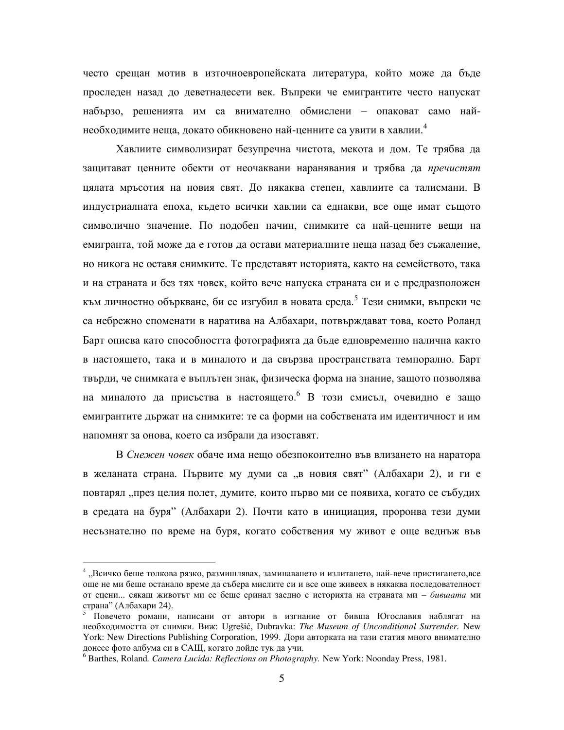често срещан мотив в източноевропейската литература, който може да бъде проследен назад до деветнадесети век. Въпреки че емигрантите често напускат набързо, решенията им са внимателно обмислени – опаковат само най-необходимите неща, докато обикновено най-ценните са увити в хавлии.[4]

Хавлиите символизират безупречна чистота, мекота и дом. Те трябва да защитават ценните обекти от неочаквани наранявания и трябва да *пречистят* цялата мръсотия на новия свят. До някаква степен, хавлиите са талисмани. В индустриалната епоха, където всички хавлии са еднакви, все още имат същото символично значение. По подобен начин, снимките са най-ценните вещи на емигранта, той може да е готов да остави материалните неща назад без съжаление, но никога не оставя снимките. Те представят историята, както на семейството, така и на страната и без тях човек, който вече напуска страната си и е предразположен към личностно объркване, би се изгубил в новата среда.[5] Тези снимки, въпреки че са небрежно споменати в наратива на Албахари, потвърждават това, което Роланд Барт описва като способността фотографията да бъде едновременно налична както в настоящето, така и в миналото и да свързва пространствата темпорално. Барт твърди, че снимката е въплътен знак, физическа форма на знание, защото позволява на миналото да присъства в настоящето.[6] В този смисъл, очевидно е защо емигрантите държат на снимките: те са форми на собствената им идентичност и им напомнят за онова, което са избрали да изоставят.

В *Снежен човек* обаче има нещо обезпокоително във влизането на наратора в желаната страна. Първите му думи са „в новия свят" (Албахари 2), и ги е повтарял „през целия полет, думите, които първо ми се появиха, когато се събудих в средата на буря" (Албахари 2). Почти като в инициация, проронва тези думи несъзнателно по време на буря, когато собствения му живот е още веднъж във

---

[4] „Всичко беше толкова рязко, размишлявах, заминаването и излитането, най-вече пристигането,все още не ми беше останало време да събера мислите си и все още живеех в някаква последователност от сцени... сякаш животът ми се беше сринал заедно с историята на страната ми – *бившата* ми страна" (Албахари 24).

[5] Повечето романи, написани от автори в изгнание от бивша Югославия наблягат на необходимостта от снимки. Виж: Ugrešić, Dubravka: *The Museum of Unconditional Surrender.* New York: New Directions Publishing Corporation, 1999. Дори авторката на тази статия много внимателно донесе фото албума си в САЩ, когато дойде тук да учи.

[6] Barthes, Roland. *Camera Lucida: Reflections on Photography.* New York: Noonday Press, 1981.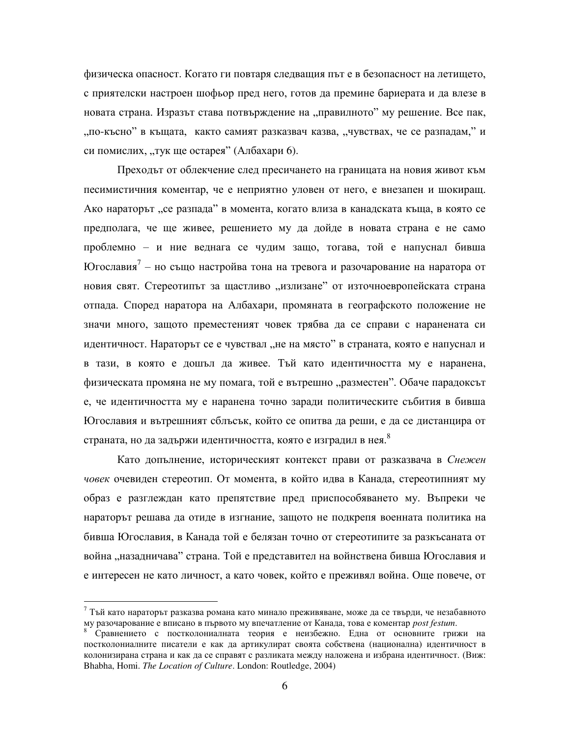физическа опасност. Когато ги повтаря следващия път е в безопасност на летището, с приятелски настроен шофьор пред него, готов да премине бариерата и да влезе в новата страна. Изразът става потвърждение на „правилното" му решение. Все пак, „по-късно" в къщата, както самият разказвач казва, „чувствах, че се разпадам," и си помислих, „тук ще остарея" (Албахари 6).

Преходът от облекчение след пресичането на границата на новия живот към песимистичния коментар, че е неприятно уловен от него, е внезапен и шокиращ. Ако нараторът „се разпада" в момента, когато влиза в канадската къща, в която се предполага, че ще живее, решението му да дойде в новата страна е не само проблемно – и ние веднага се чудим защо, тогава, той е напуснал бивша Югославия[7] – но също настройва тона на тревога и разочарование на наратора от новия свят. Стереотипът за щастливо „излизане" от източноевропейската страна отпада. Според наратора на Албахари, промяната в географското положение не значи много, защото преместеният човек трябва да се справи с наранената си идентичност. Нараторът се е чувствал „не на място" в страната, която е напуснал и в тази, в която е дошъл да живее. Тъй като идентичността му е наранена, физическата промяна не му помага, той е вътрешно „разместен". Обаче парадоксът е, че идентичността му е наранена точно заради политическите събития в бивша Югославия и вътрешният сблъсък, който се опитва да реши, е да се дистанцира от страната, но да задържи идентичността, която е изградил в нея.[8]

Като допълнение, историческият контекст прави от разказвача в *Снежен човек* очевиден стереотип. От момента, в който идва в Канада, стереотипният му образ е разглеждан като препятствие пред приспособяването му. Въпреки че нараторът решава да отиде в изгнание, защото не подкрепя военната политика на бивша Югославия, в Канада той е белязан точно от стереотипите за разкъсаната от война „назадничава" страна. Той е представител на войнствена бивша Югославия и е интересен не като личност, а като човек, който е преживял война. Още повече, от

---

[7] Тъй като нараторът разказва романа като минало преживяване, може да се твърди, че незабавното му разочарование е вписано в първото му впечатление от Канада, това е коментар *post festum*.

[8] Сравнението с постколониалната теория е неизбежно. Една от основните грижи на постколониалните писатели е как да артикулират своята собствена (национална) идентичност в колонизирана страна и как да се справят с разликата между наложена и избрана идентичност. (Виж: Bhabha, Homi. *The Location of Culture*. London: Routledge, 2004)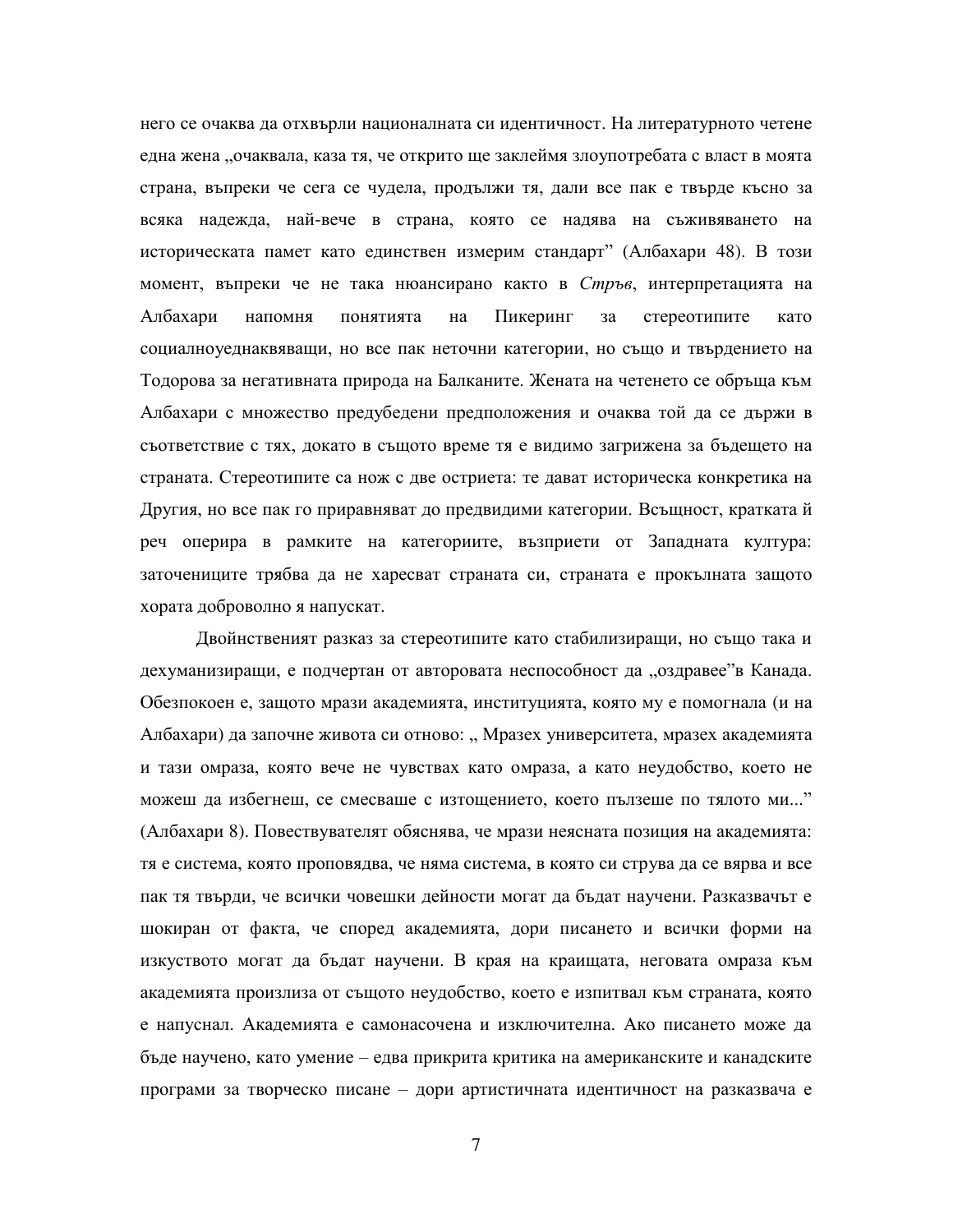него се очаква да отхвърли националната си идентичност. На литературното четене една жена „очаквала, каза тя, че открито ще заклеймя злоупотребата с власт в моята страна, въпреки че сега се чудела, продължи тя, дали все пак е твърде късно за всяка надежда, най-вече в страна, която се надява на съживяването на историческата памет като единствен измерим стандарт" (Албахари 48). В този момент, въпреки че не така нюансирано както в *Стръв*, интерпретацията на Албахари напомня понятията на Пикеринг за стереотипите като социалноуеднаквяващи, но все пак неточни категории, но също и твърдението на Тодорова за негативната природа на Балканите. Жената на четенето се обръща към Албахари с множество предубедени предположения и очаква той да се държи в съответствие с тях, докато в същото време тя е видимо загрижена за бъдещето на страната. Стереотипите са нож с две остриета: те дават историческа конкретика на Другия, но все пак го приравняват до предвидими категории. Всъщност, кратката й реч оперира в рамките на категориите, възприети от Западната култура: заточениците трябва да не харесват страната си, страната е прокълната защото хората доброволно я напускат.

Двойственият разказ за стереотипите като стабилизиращи, но също така и дехуманизиращи, е подчертан от авторовата неспособност да „оздравее"в Канада. Обезпокоен е, защото мрази академията, институцията, която му е помогнала (и на Албахари) да започне живота си отново: „ Мразех университета, мразех академията и тази омраза, която вече не чувствах като омраза, а като неудобство, което не можеш да избегнеш, се смесваше с изтощението, което пълзеше по тялото ми..." (Албахари 8). Повествувателят обяснява, че мрази неясната позиция на академията: тя е система, която проповядва, че няма система, в която си струва да се вярва и все пак тя твърди, че всички човешки дейности могат да бъдат научени. Разказвачът е шокиран от факта, че според академията, дори писането и всички форми на изкуството могат да бъдат научени. В края на краищата, неговата омраза към академията произлиза от същото неудобство, което е изпитвал към страната, която е напуснал. Академията е самонасочена и изключителна. Ако писането може да бъде научено, като умение – едва прикрита критика на американските и канадските програми за творческо писане – дори артистичната идентичност на разказвача е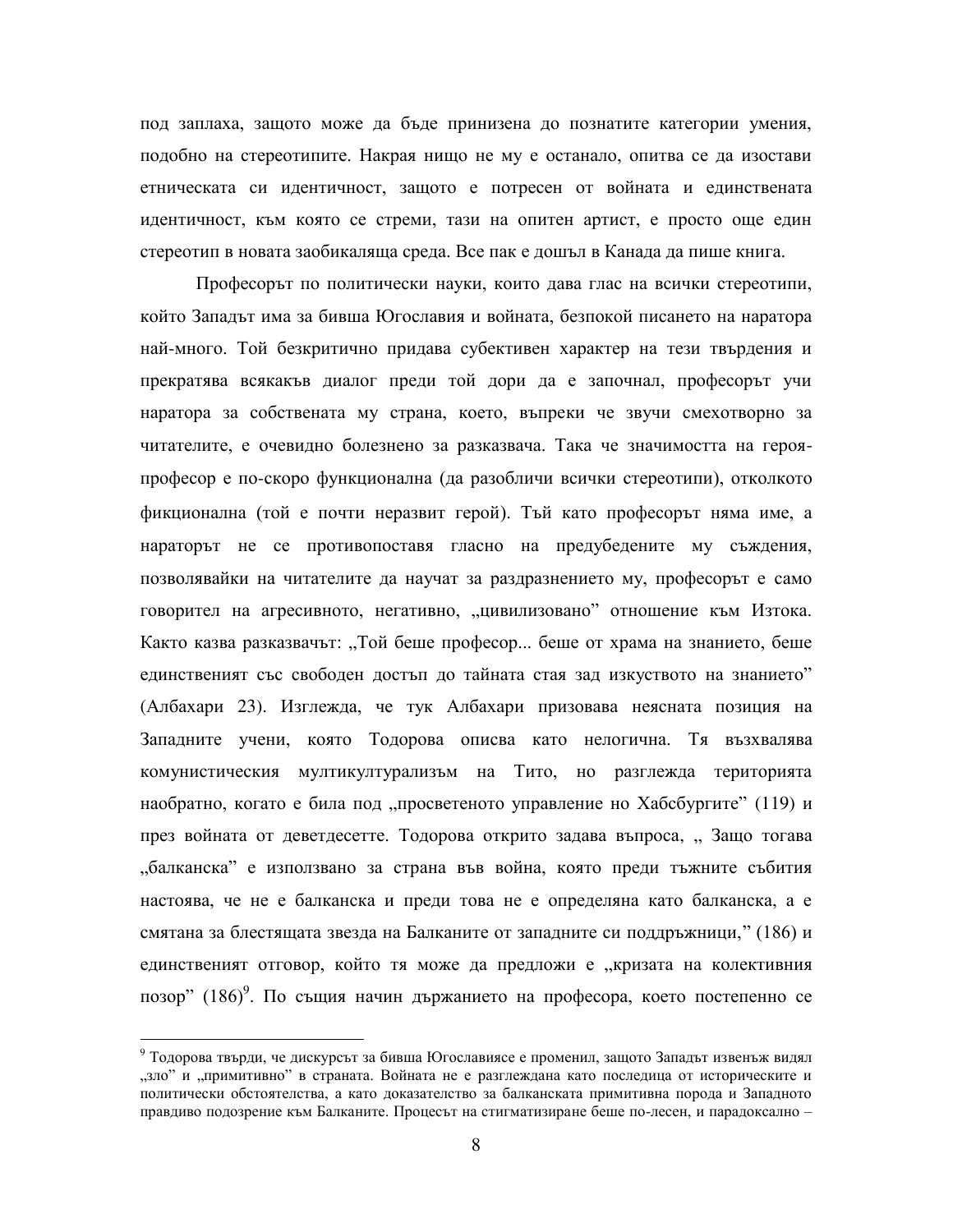под заплаха, защото може да бъде принизена до познатите категории умения, подобно на стереотипите. Накрая нищо не му е останало, опитва се да изостави етническата си идентичност, защото е потресен от войната и единствената идентичност, към която се стреми, тази на опитен артист, е просто още един стереотип в новата заобикаляща среда. Все пак е дошъл в Канада да пише книга.

Професорът по политически науки, които дава глас на всички стереотипи, който Западът има за бивша Югославия и войната, безпокой писането на наратора най-много. Той безкритично придава субективен характер на тези твърдения и прекратява всякакъв диалог преди той дори да е започнал, професорът учи наратора за собствената му страна, което, въпреки че звучи смехотворно за читателите, е очевидно болезнено за разказвача. Така че значимостта на героя-професор е по-скоро функционална (да разобличи всички стереотипи), отколкото фикционална (той е почти неразвит герой). Тъй като професорът няма име, а нараторът не се противопоставя гласно на предубедените му съждения, позволявайки на читателите да научат за раздразнението му, професорът е само говорител на агресивното, негативно, „цивилизовано" отношение към Изтока. Както казва разказвачът: „Той беше професор... беше от храма на знанието, беше единственият със свободен достъп до тайната стая зад изкуството на знанието" (Албахари 23). Изглежда, че тук Албахари призовава неясната позиция на Западните учени, която Тодорова описва като нелогична. Тя възхвалява комунистическия мултикултурализъм на Тито, но разглежда територията наобратно, когато е била под „просветеното управление но Хабсбургите" (119) и през войната от деветдесетте. Тодорова открито задава въпроса, „ Защо тогава „балканска" е използвано за страна във война, която преди тъжните събития настоява, че не е балканска и преди това не е определяна като балканска, а е смятана за блестящата звезда на Балканите от западните си поддръжници," (186) и единственият отговор, който тя може да предложи е „кризата на колективния позор" (186)[9]. По същия начин държанието на професора, което постепенно се

---

[9] Тодорова твърди, че дискурсът за бивша Югославиясе е променил, защото Западът изведнъж видял „зло" и „примитивно" в страната. Войната не е разглеждана като последица от историческите и политически обстоятелства, а като доказателство за балканската примитивна порода и Западното правдиво подозрение към Балканите. Процесът на стигматизиране беше по-лесен, и парадоксално –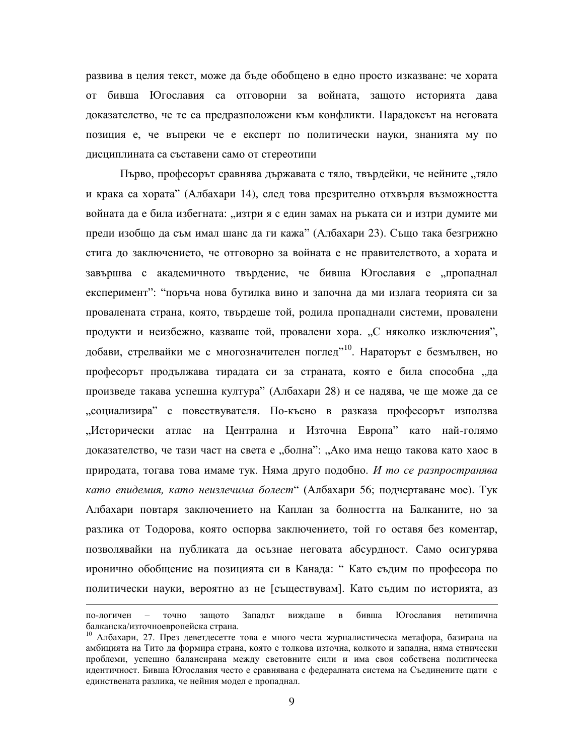развива в целия текст, може да бъде обобщено в едно просто изказване: че хората от бивша Югославия са отговорни за войната, защото историята дава доказателство, че те са предразположени към конфликти. Парадоксът на неговата позиция е, че въпреки че е експерт по политически науки, знанията му по дисциплината са съставени само от стереотипи

Първо, професорът сравнява държавата с тяло, твърдейки, че нейните „тяло и крака са хората" (Албахари 14), след това презрително отхвърля възможността войната да е била избегната: „изтри я с един замах на ръката си и изтри думите ми преди изобщо да съм имал шанс да ги кажа" (Албахари 23). Също така безгрижно стига до заключението, че отговорно за войната е не правителството, а хората и завършва с академичното твърдение, че бивша Югославия е „пропаднал експеримент": "поръча нова бутилка вино и започна да ми излага теорията си за провалената страна, която, твърдеше той, родила пропаднали системи, провалени продукти и неизбежно, казваше той, провалени хора. „С няколко изключения", добави, стрелвайки ме с многозначителен поглед"[10]. Нараторът е безмълвен, но професорът продължава тирадата си за страната, която е била способна „да произведе такава успешна култура" (Албахари 28) и се надява, че ще може да се „социализира" с повествувателя. По-късно в разказа професорът използва „Исторически атлас на Централна и Източна Европа" като най-голямо доказателство, че тази част на света е „болна": „Ако има нещо такова като хаос в природата, тогава това имаме тук. Няма друго подобно. *И то се разпространява като епидемия, като неизлечима болест*" (Албахари 56; подчертаване мое). Тук Албахари повтаря заключението на Каплан за болността на Балканите, но за разлика от Тодорова, която оспорва заключението, той го оставя без коментар, позволявайки на публиката да осъзнае неговата абсурдност. Само осигурява иронично обобщение на позицията си в Канада: " Като съдим по професора по политически науки, вероятно аз не [съществувам]. Като съдим по историята, аз

---

по-логичен – точно защото Западът виждаше в бивша Югославия нетипична балканска/източноевропейска страна.

[10] Албахари, 27. През деветдесетте това е много честа журналистическа метафора, базирана на амбицията на Тито да формира страна, която е толкова източна, колкото и западна, няма етнически проблеми, успешно балансирана между световните сили и има своя собствена политическа идентичност. Бивша Югославия често е сравнявана с федералната система на Съединените щати с единствената разлика, че нейния модел е пропаднал.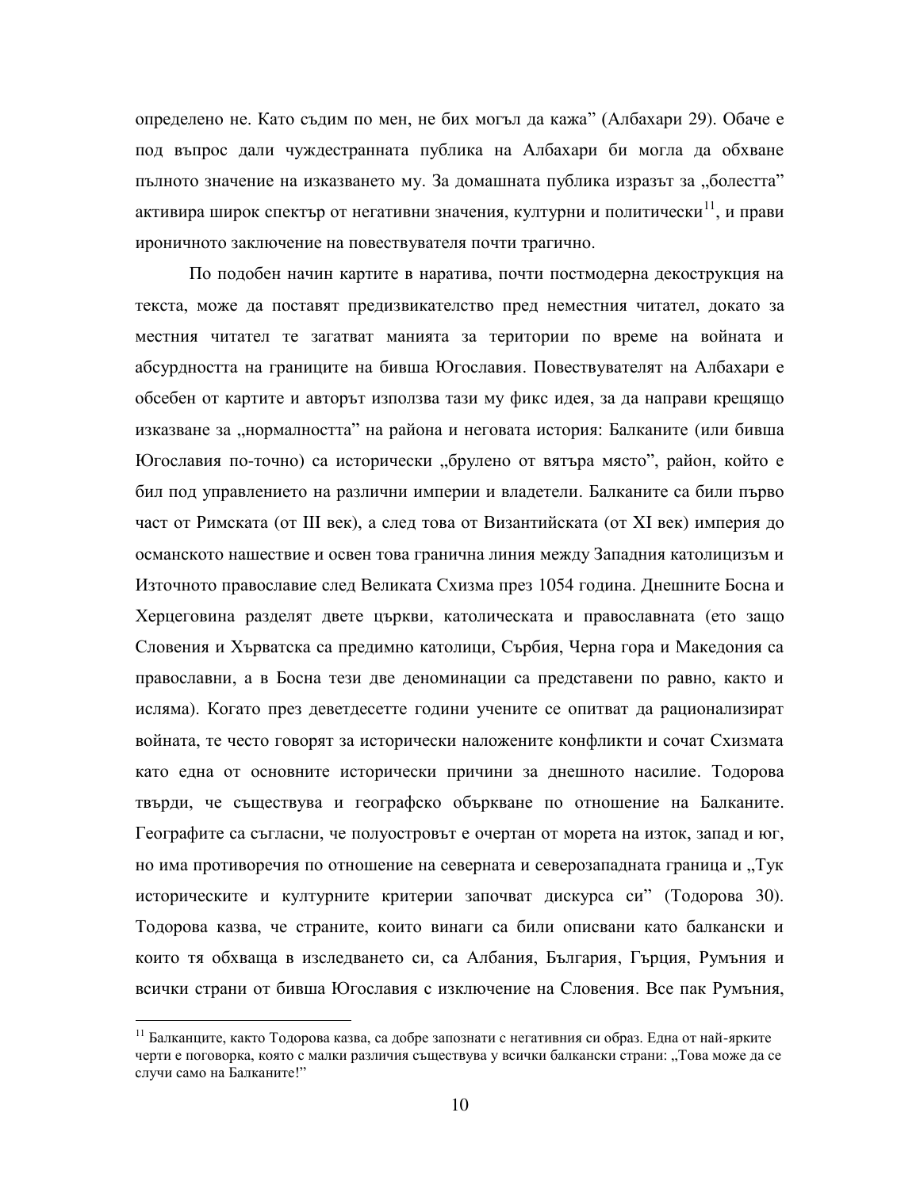определено не. Като съдим по мен, не бих могъл да кажа" (Албахари 29). Обаче е под въпрос дали чуждестранната публика на Албахари би могла да обхване пълното значение на изказването му. За домашната публика изразът за „болестта" активира широк спектър от негативни значения, културни и политически[11], и прави ироничното заключение на повествувателя почти трагично.

По подобен начин картите в наратива, почти постмодерна декострукция на текста, може да поставят предизвикателство пред неместния читател, докато за местния читател те загатват манията за територии по време на войната и абсурдността на границите на бивша Югославия. Повествувателят на Албахари е обсебен от картите и авторът използва тази му фикс идея, за да направи крещящо изказване за „нормалността" на района и неговата история: Балканите (или бивша Югославия по-точно) са исторически „брулено от вятъра място", район, който е бил под управлението на различни империи и владетели. Балканите са били първо част от Римската (от III век), а след това от Византийската (от XI век) империя до османското нашествие и освен това гранична линия между Западния католицизъм и Източното православие след Великата Схизма през 1054 година. Днешните Босна и Херцеговина разделят двете църкви, католическата и православната (ето защо Словения и Хърватска са предимно католици, Сърбия, Черна гора и Македония са православни, а в Босна тези две деноминации са представени по равно, както и исляма). Когато през деветдесетте години учените се опитват да рационализират войната, те често говорят за исторически наложените конфликти и сочат Схизмата като една от основните исторически причини за днешното насилие. Тодорова твърди, че съществува и географско объркване по отношение на Балканите. Географите са съгласни, че полуостровът е очертан от морета на изток, запад и юг, но има противоречия по отношение на северната и северозападната граница и „Тук историческите и културните критерии започват дискурса си" (Тодорова 30). Тодорова казва, че страните, които винаги са били описвани като балкански и които тя обхваща в изследването си, са Албания, България, Гърция, Румъния и всички страни от бивша Югославия с изключение на Словения. Все пак Румъния,

---

[11] Балканците, както Тодорова казва, са добре запознати с негативния си образ. Една от най-ярките черти е поговорка, която с малки различия съществува у всички балкански страни: „Това може да се случи само на Балканите!"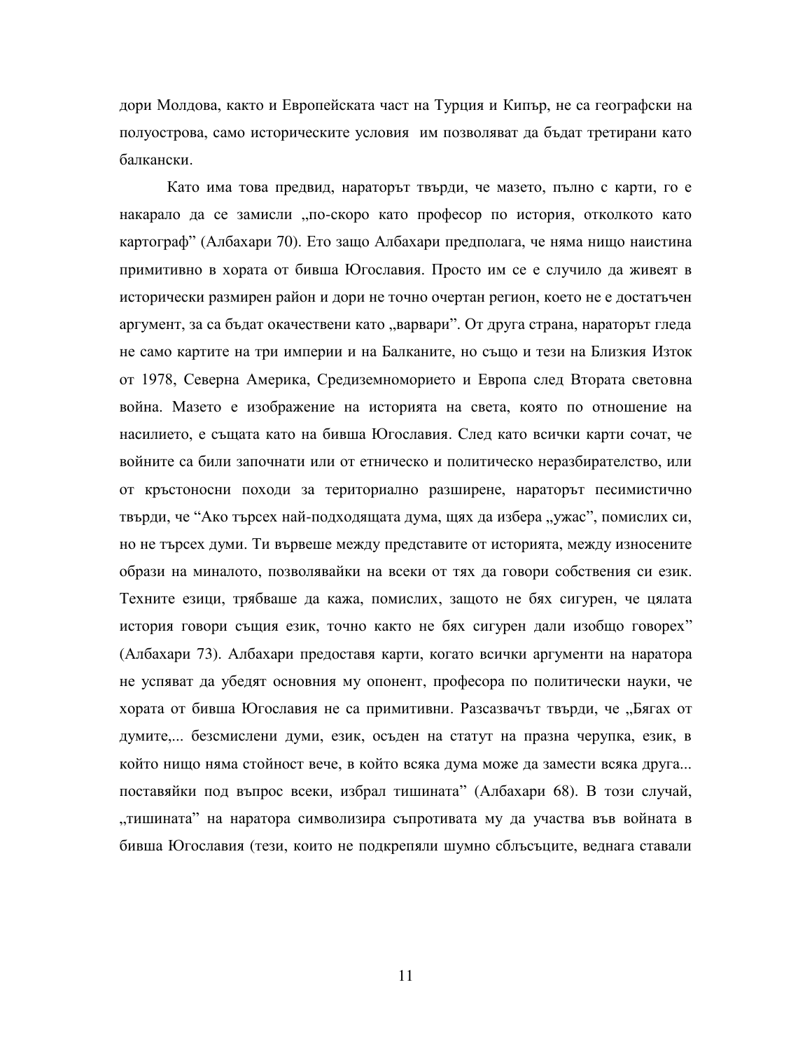дори Молдова, както и Европейската част на Турция и Кипър, не са географски на полуострова, само историческите условия им позволяват да бъдат третирани като балкански.

Като има това предвид, нараторът твърди, че мазето, пълно с карти, го е накарало да се замисли „по-скоро като професор по история, отколкото като картограф" (Албахари 70). Ето защо Албахари предполага, че няма нищо наистина примитивно в хората от бивша Югославия. Просто им се е случило да живеят в исторически размирен район и дори не точно очертан регион, което не е достатъчен аргумент, за са бъдат окачествени като „варвари". От друга страна, нараторът гледа не само картите на три империи и на Балканите, но също и тези на Близкия Изток от 1978, Северна Америка, Средиземноморието и Европа след Втората световна война. Мазето е изображение на историята на света, която по отношение на насилието, е същата като на бивша Югославия. След като всички карти сочат, че войните са били започнати или от етническо и политическо неразбирателство, или от кръстоносни походи за териториално разширене, нараторът песимистично твърди, че "Ако търсех най-подходящата дума, щях да избера „ужас", помислих си, но не търсех думи. Ти вървеше между представите от историята, между износените образи на миналото, позволявайки на всеки от тях да говори собствения си език. Техните езици, трябваше да кажа, помислих, защото не бях сигурен, че цялата история говори същия език, точно както не бях сигурен дали изобщо говорех" (Албахари 73). Албахари предоставя карти, когато всички аргументи на наратора не успяват да убедят основния му опонент, професора по политически науки, че хората от бивша Югославия не са примитивни. Разсазвачът твърди, че „Бягах от думите,... безсмислени думи, език, осъден на статут на празна черупка, език, в който нищо няма стойност вече, в който всяка дума може да замести всяка друга... поставяйки под въпрос всеки, избрал тишината" (Албахари 68). В този случай, „тишината" на наратора символизира съпротивата му да участва във войната в бивша Югославия (тези, които не подкрепяли шумно сблъсъците, веднага ставали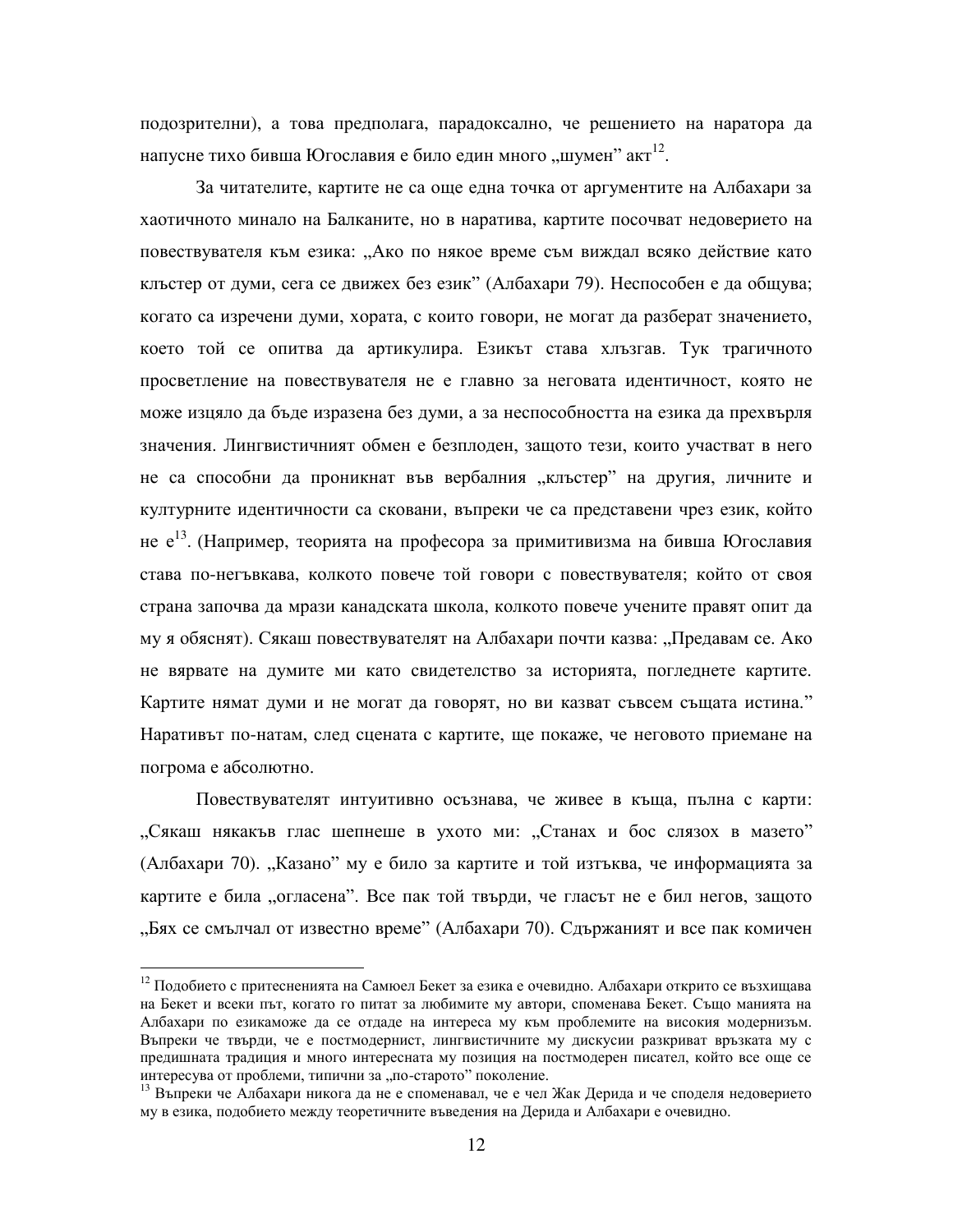подозрителни), а това предполага, парадоксално, че решението на наратора да напусне тихо бивша Югославия е било един много „шумен” акт[12].

За читателите, картите не са още една точка от аргументите на Албахари за хаотичното минало на Балканите, но в наратива, картите посочват недоверието на повествувателя към езика: „Ако по някое време съм виждал всяко действие като клъстер от думи, сега се движех без език” (Албахари 79). Неспособен е да общува; когато са изречени думи, хората, с които говори, не могат да разберат значението, което той се опитва да артикулира. Езикът става хлъзгав. Тук трагичното просветление на повествувателя не е главно за неговата идентичност, която не може изцяло да бъде изразена без думи, а за неспособността на езика да прехвърля значения. Лингвистичният обмен е безплоден, защото тези, които участват в него не са способни да проникнат във вербалния „клъстер” на другия, личните и културните идентичности са сковани, въпреки че са представени чрез език, който не е[13]. (Например, теорията на професора за примитивизма на бивша Югославия става по-негъвкава, колкото повече той говори с повествувателя; който от своя страна започва да мрази канадската школа, колкото повече учените правят опит да му я обяснят). Сякаш повествувателят на Албахари почти казва: „Предавам се. Ако не вярвате на думите ми като свидетелство за историята, погледнете картите. Картите нямат думи и не могат да говорят, но ви казват съвсем същата истина.” Наративът по-натам, след сцената с картите, ще покаже, че неговото приемане на погрома е абсолютно.

Повествувателят интуитивно осъзнава, че живее в къща, пълна с карти: „Сякаш някакъв глас шепнеше в ухото ми: „Станах и бос слязох в мазето” (Албахари 70). „Казано” му е било за картите и той изтъква, че информацията за картите е била „огласена”. Все пак той твърди, че гласът не е бил негов, защото „Бях се смълчал от известно време” (Албахари 70). Сдържаният и все пак комичен

---

[12] Подобието с притесненията на Самюел Бекет за езика е очевидно. Албахари открито се възхищава на Бекет и всеки път, когато го питат за любимите му автори, споменава Бекет. Също манията на Албахари по езикаможе да се отдаде на интереса му към проблемите на високия модернизъм. Въпреки че твърди, че е постмодернист, лингвистичните му дискусии разкриват връзката му с предишната традиция и много интересната му позиция на постмодерен писател, който все още се интересува от проблеми, типични за „по-старото” поколение.

[13] Въпреки че Албахари никога да не е споменавал, че е чел Жак Дерида и че споделя недоверието му в езика, подобието между теоретичните въведения на Дерида и Албахари е очевидно.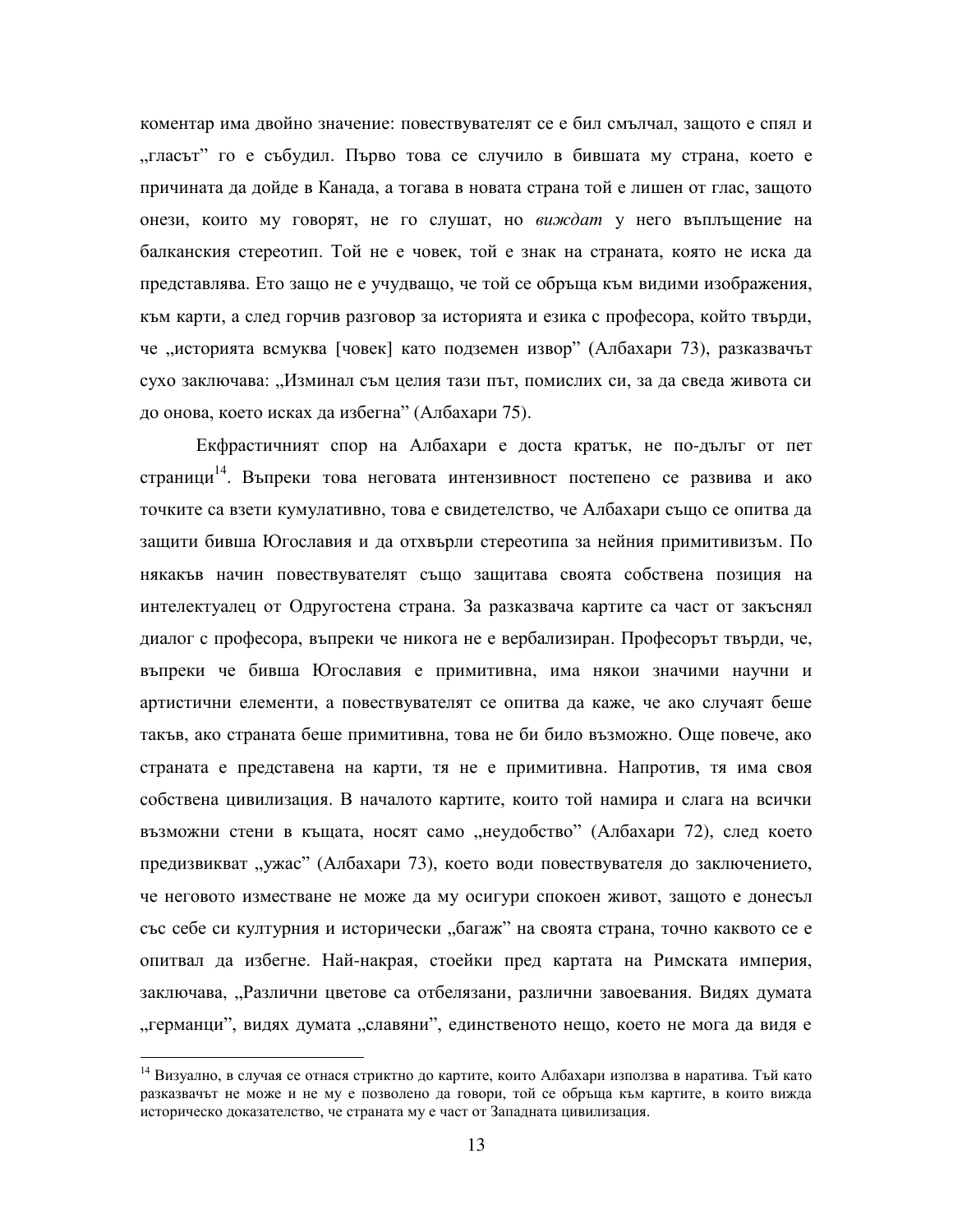коментар има двойно значение: повествувателят се е бил смълчал, защото е спял и „гласът" го е събудил. Първо това се случило в бившата му страна, което е причината да дойде в Канада, а тогава в новата страна той е лишен от глас, защото онези, които му говорят, не го слушат, но *виждат* у него въплъщение на балканския стереотип. Той не е човек, той е знак на страната, която не иска да представлява. Ето защо не е учудващо, че той се обръща към видими изображения, към карти, а след горчив разговор за историята и езика с професора, който твърди, че „историята всмуква [човек] като подземен извор" (Албахари 73), разказвачът сухо заключава: „Изминал съм целия тази път, помислих си, за да сведа живота си до онова, което исках да избегна" (Албахари 75).

Екфрастичният спор на Албахари е доста кратък, не по-дълъг от пет страници[14]. Въпреки това неговата интензивност постепено се развива и ако точките са взети кумулативно, това е свидетелство, че Албахари също се опитва да защити бивша Югославия и да отхвърли стереотипа за нейния примитивизъм. По някакъв начин повествувателят също защитава своята собствена позиция на интелектуалец от Одругостена страна. За разказвача картите са част от закъснял диалог с професора, въпреки че никога не е вербализиран. Професорът твърди, че, въпреки че бивша Югославия е примитивна, има някои значими научни и артистични елементи, а повествувателят се опитва да каже, че ако случаят беше такъв, ако страната беше примитивна, това не би било възможно. Още повече, ако страната е представена на карти, тя не е примитивна. Напротив, тя има своя собствена цивилизация. В началото картите, които той намира и слага на всички възможни стени в къщата, носят само „неудобство" (Албахари 72), след което предизвикват „ужас" (Албахари 73), което води повествувателя до заключението, че неговото изместване не може да му осигури спокоен живот, защото е донесъл със себе си културния и исторически „багаж" на своята страна, точно каквото се е опитвал да избегне. Най-накрая, стоейки пред картата на Римската империя, заключава, „Различни цветове са отбелязани, различни завоевания. Видях думата „германци", видях думата „славяни", единственото нещо, което не мога да видя е

[14] Визуално, в случая се отнася стриктно до картите, които Албахари използва в наратива. Тъй като разказвачът не може и не му е позволено да говори, той се обръща към картите, в които вижда историческо доказателство, че страната му е част от Западната цивилизация.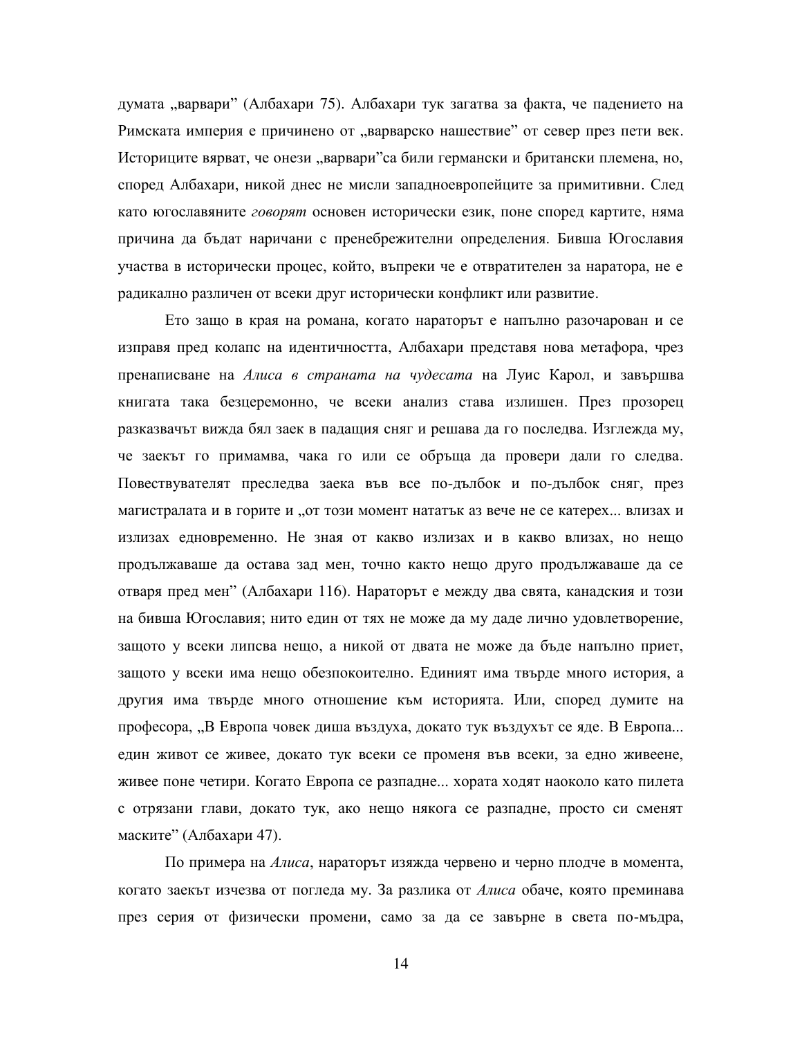думата „варвари" (Албахари 75). Албахари тук загатва за факта, че падението на Римската империя е причинено от „варварско нашествие" от север през пети век. Историците вярват, че онези „варвари"са били германски и британски племена, но, според Албахари, никой днес не мисли западноевропейците за примитивни. След като югославяните *говорят* основен исторически език, поне според картите, няма причина да бъдат наричани с пренебрежителни определения. Бивша Югославия участва в исторически процес, който, въпреки че е отвратителен за наратора, не е радикално различен от всеки друг исторически конфликт или развитие.

Ето защо в края на романа, когато нараторът е напълно разочарован и се изправя пред колапс на идентичността, Албахари представя нова метафора, чрез пренаписване на *Алиса в страната на чудесата* на Луис Карол, и завършва книгата така безцеремонно, че всеки анализ става излишен. През прозорец разказвачът вижда бял заек в падащия сняг и решава да го последва. Изглежда му, че заекът го примамва, чака го или се обръща да провери дали го следва. Повествувателят преследва заека във все по-дълбок и по-дълбок сняг, през магистралата и в горите и „от този момент нататък аз вече не се катерех... влизах и излизах едновременно. Не зная от какво излизах и в какво влизах, но нещо продължаваше да остава зад мен, точно както нещо друго продължаваше да се отваря пред мен" (Албахари 116). Нараторът е между два свята, канадския и този на бивша Югославия; нито един от тях не може да му даде лично удовлетворение, защото у всеки липсва нещо, а никой от двата не може да бъде напълно приет, защото у всеки има нещо обезпокоително. Единият има твърде много история, а другия има твърде много отношение към историята. Или, според думите на професора, „В Европа човек диша въздуха, докато тук въздухът се яде. В Европа... един живот се живее, докато тук всеки се променя във всеки, за едно живеене, живее поне четири. Когато Европа се разпадне... хората ходят наоколо като пилета с отрязани глави, докато тук, ако нещо някога се разпадне, просто си сменят маските" (Албахари 47).

По примера на *Алиса*, нараторът изяжда червено и черно плодче в момента, когато заекът изчезва от погледа му. За разлика от *Алиса* обаче, която преминава през серия от физически промени, само за да се завърне в света по-мъдра,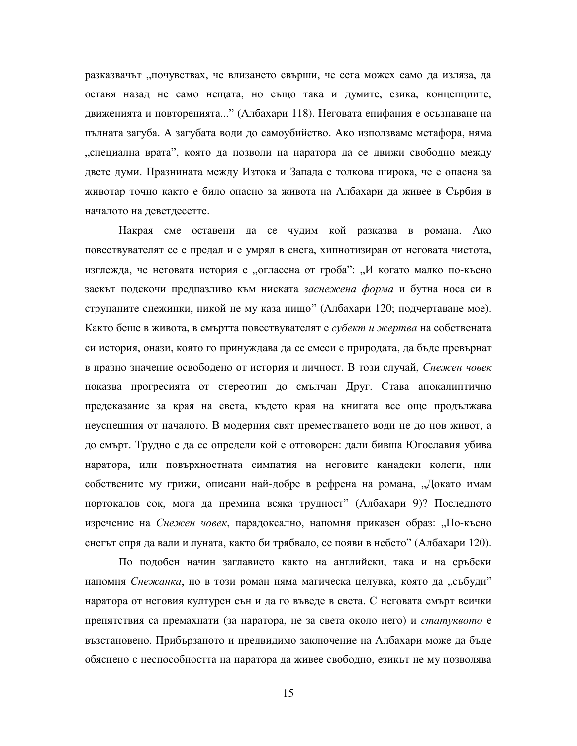разказвачът „почувствах, че влизането свърши, че сега можех само да изляза, да оставя назад не само нещата, но също така и думите, езика, концепциите, движенията и повторенията..." (Албахари 118). Неговата епифания е осъзнаване на пълната загуба. А загубата води до самоубийство. Ако използваме метафора, няма „специална врата", която да позволи на наратора да се движи свободно между двете думи. Празнината между Изтока и Запада е толкова широка, че е опасна за животар точно както е било опасно за живота на Албахари да живее в Сърбия в началото на деветдесетте.

Накрая сме оставени да се чудим кой разказва в романа. Ако повествувателят се е предал и е умрял в снега, хипнотизиран от неговата чистота, изглежда, че неговата история е „огласена от гроба": „И когато малко по-късно заекът подскочи предпазливо към ниската *заснежена форма* и бутна носа си в струпаните снежинки, никой не му каза нищо" (Албахари 120; подчертаване мое). Както беше в живота, в смъртта повествувателят е *субект и жертва* на собствената си история, онази, която го принуждава да се смеси с природата, да бъде превърнат в празно значение освободено от история и личност. В този случай, *Снежен човек* показва прогресията от стереотип до смълчан Друг. Става апокалиптично предсказание за края на света, където края на книгата все още продължава неуспешния от началото. В модерния свят преместването води не до нов живот, а до смърт. Трудно е да се определи кой е отговорен: дали бивша Югославия убива наратора, или повърхностната симпатия на неговите канадски колеги, или собствените му грижи, описани най-добре в рефрена на романа, „Докато имам портокалов сок, мога да премина всяка трудност" (Албахари 9)? Последното изречение на *Снежен човек*, парадоксално, напомня приказен образ: „По-късно снегът спря да вали и луната, както би трябвало, се появи в небето" (Албахари 120).

По подобен начин заглавието както на английски, така и на сръбски напомня *Снежанка*, но в този роман няма магическа целувка, която да „събуди" наратора от неговия културен сън и да го въведе в света. С неговата смърт всички препятствия са премахнати (за наратора, не за света около него) и *статуквото* е възстановено. Прибързаното и предвидимо заключение на Албахари може да бъде обяснено с неспособността на наратора да живее свободно, езикът не му позволява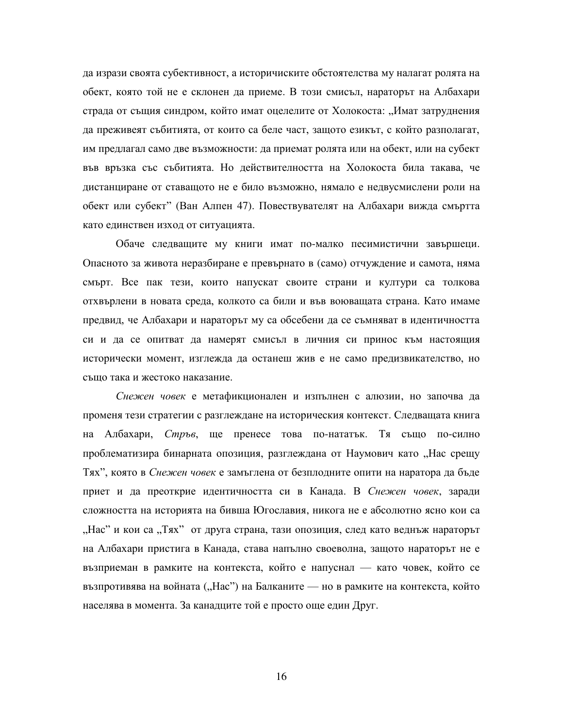да изрази своята субективност, а историчиските обстоятелства му налагат ролята на обект, която той не е склонен да приеме. В този смисъл, нараторът на Албахари страда от същия синдром, който имат оцелелите от Холокоста: „Имат затруднения да преживеят събитията, от които са беле част, защото езикът, с който разполагат, им предлагал само две възможности: да приемат ролята или на обект, или на субект във връзка със събитията. Но действителността на Холокоста била такава, че дистанциране от ставащото не е било възможно, нямало е недвусмислени роли на обект или субект" (Ван Алпен 47). Повествувателят на Албахари вижда смъртта като единствен изход от ситуацията.

Обаче следващите му книги имат по-малко песимистични завършеци. Опасното за живота неразбиране е превърнато в (само) отчуждение и самота, няма смърт. Все пак тези, които напускат своите страни и култури са толкова отхвърлени в новата среда, колкото са били и във воюващата страна. Като имаме предвид, че Албахари и нараторът му са обсебени да се съмняват в идентичността си и да се опитват да намерят смисъл в личния си принос към настоящия исторически момент, изглежда да останеш жив е не само предизвикателство, но също така и жестоко наказание.

*Снежен човек* е метафикционален и изпълнен с алюзии, но започва да променя тези стратегии с разглеждане на историческия контекст. Следващата книга на Албахари, *Стръв*, ще пренесе това по-нататък. Тя също по-силно проблематизира бинарната опозиция, разглеждана от Наумович като „Нас срещу Тях", която в *Снежен човек* е замъглена от безплодните опити на наратора да бъде приет и да преоткрие идентичността си в Канада. В *Снежен човек*, заради сложността на историята на бивша Югославия, никога не е абсолютно ясно кои са „Нас" и кои са „Тях" от друга страна, тази опозиция, след като веднъж нараторът на Албахари пристига в Канада, става напълно своеволна, защото нараторът не е възприеман в рамките на контекста, който е напуснал — като човек, който се възпротивява на войната („Нас") на Балканите — но в рамките на контекста, който населява в момента. За канадците той е просто още един Друг.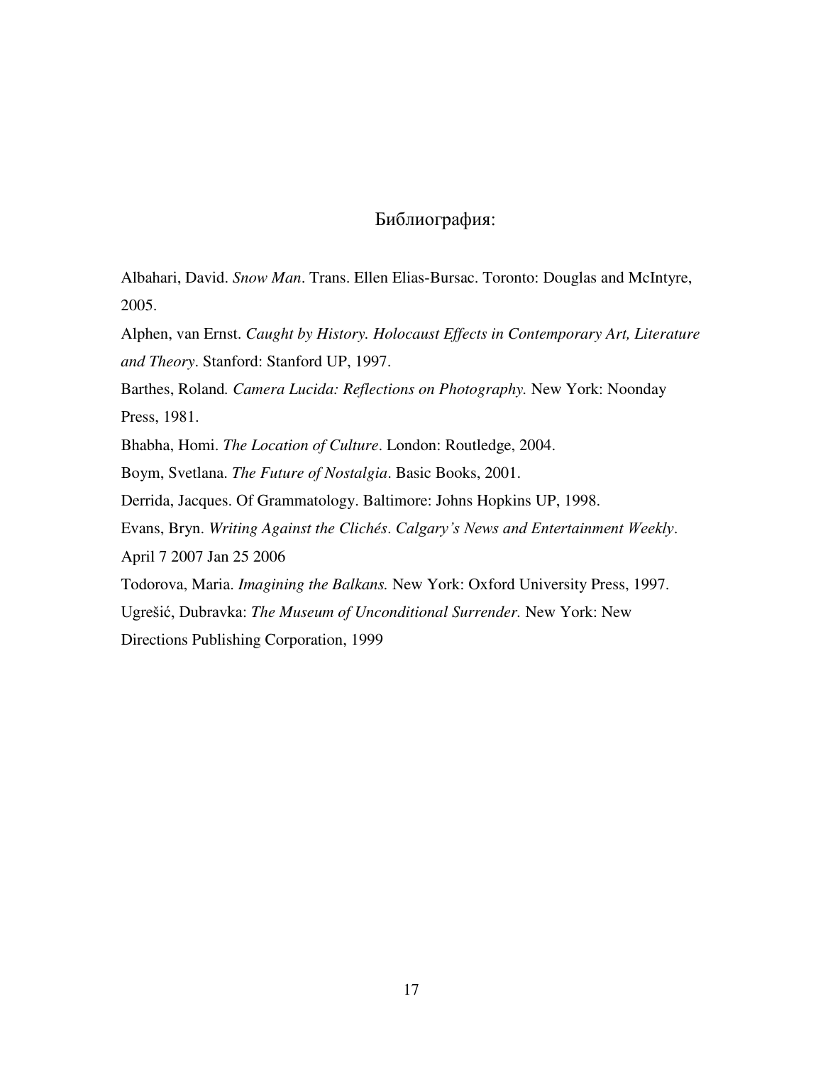## Библиография:

Albahari, David. *Snow Man*. Trans. Ellen Elias-Bursac. Toronto: Douglas and McIntyre, 2005.

Alphen, van Ernst. *Caught by History. Holocaust Effects in Contemporary Art, Literature and Theory*. Stanford: Stanford UP, 1997.

Barthes, Roland. *Camera Lucida: Reflections on Photography.* New York: Noonday Press, 1981.

Bhabha, Homi. *The Location of Culture*. London: Routledge, 2004.

Boym, Svetlana. *The Future of Nostalgia*. Basic Books, 2001.

Derrida, Jacques. Of Grammatology. Baltimore: Johns Hopkins UP, 1998.

Evans, Bryn. *Writing Against the Clichés*. *Calgary's News and Entertainment Weekly*. April 7 2007 Jan 25 2006

Todorova, Maria. *Imagining the Balkans.* New York: Oxford University Press, 1997.

Ugrešić, Dubravka: *The Museum of Unconditional Surrender.* New York: New Directions Publishing Corporation, 1999